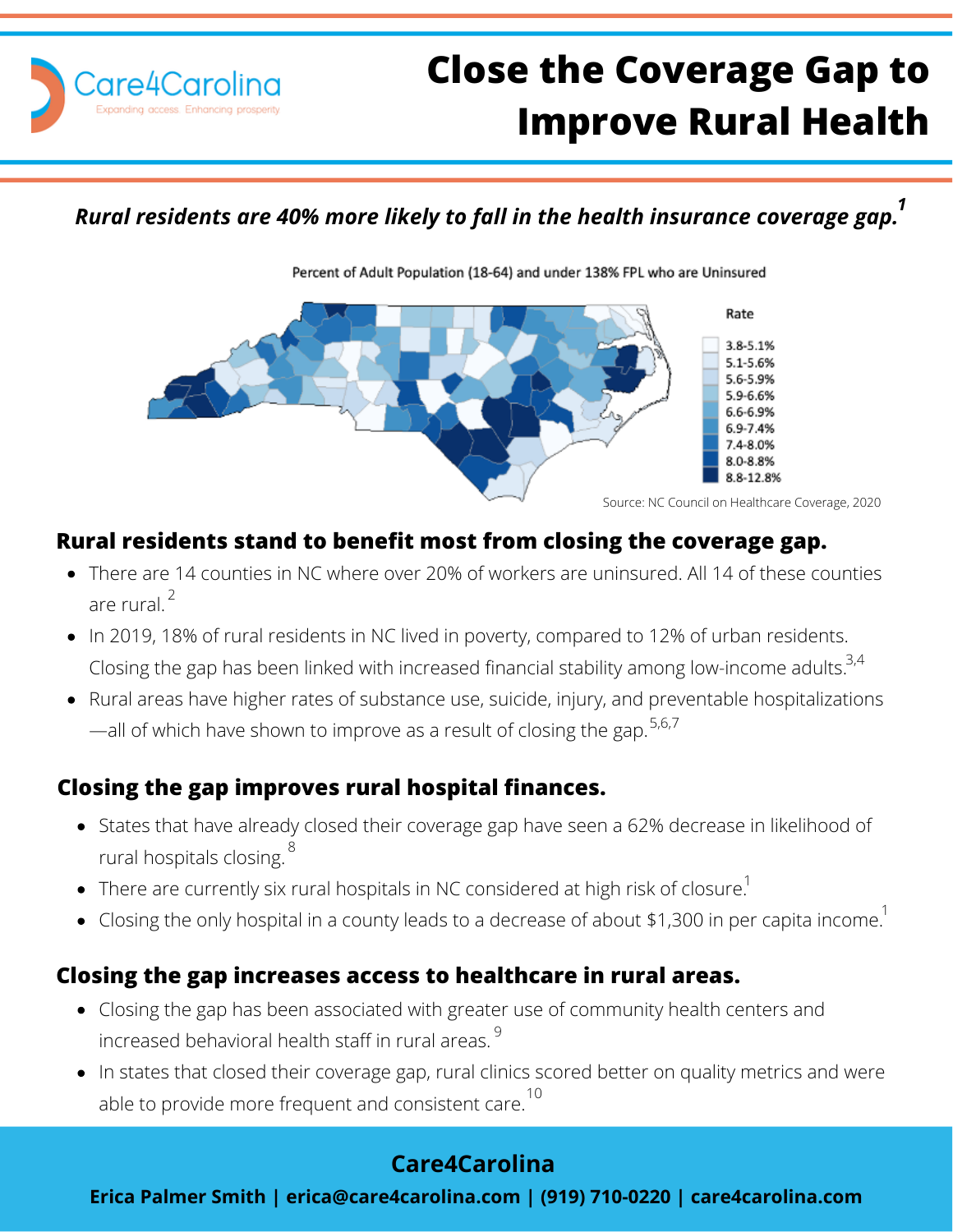Care4Carolina

Expanding access. Enhancing prosperity

# Close the Coverage Gap to Improve Rural Health

***Rural residents are 40% more likely to fall in the health insurance coverage gap.[1]***

Percent of Adult Population (18-64) and under 138% FPL who are Uninsured

| Rate |
|---|
| 3.8-5.1% |
| 5.1-5.6% |
| 5.6-5.9% |
| 5.9-6.6% |
| 6.6-6.9% |
| 6.9-7.4% |
| 7.4-8.0% |
| 8.0-8.8% |
| 8.8-12.8% |

Source: NC Council on Healthcare Coverage, 2020

## Rural residents stand to benefit most from closing the coverage gap.

- There are 14 counties in NC where over 20% of workers are uninsured. All 14 of these counties are rural.[2]
- In 2019, 18% of rural residents in NC lived in poverty, compared to 12% of urban residents. Closing the gap has been linked with increased financial stability among low-income adults.[3,4]
- Rural areas have higher rates of substance use, suicide, injury, and preventable hospitalizations —all of which have shown to improve as a result of closing the gap.[5,6,7]

## Closing the gap improves rural hospital finances.

- States that have already closed their coverage gap have seen a 62% decrease in likelihood of rural hospitals closing.[8]
- There are currently six rural hospitals in NC considered at high risk of closure.[1]
- Closing the only hospital in a county leads to a decrease of about $1,300 in per capita income.[1]

## Closing the gap increases access to healthcare in rural areas.

- Closing the gap has been associated with greater use of community health centers and increased behavioral health staff in rural areas.[9]
- In states that closed their coverage gap, rural clinics scored better on quality metrics and were able to provide more frequent and consistent care.[10]

**Care4Carolina**

**Erica Palmer Smith | erica@care4carolina.com | (919) 710-0220 | care4carolina.com**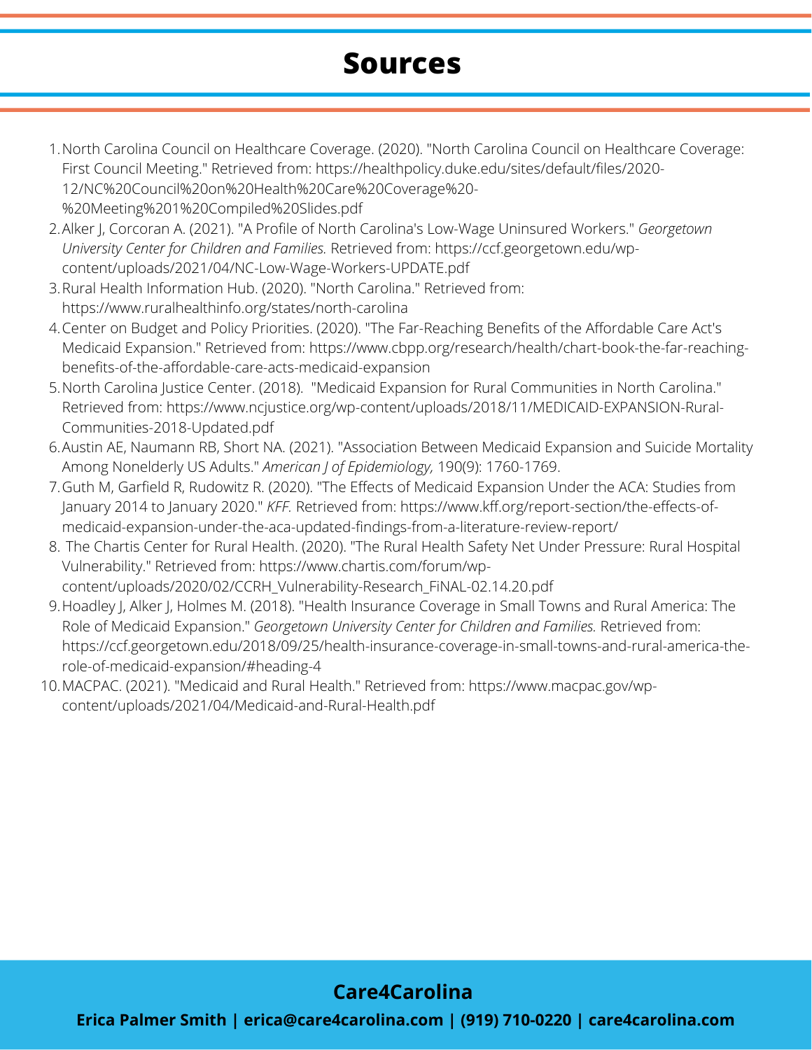# Sources

1. North Carolina Council on Healthcare Coverage. (2020). "North Carolina Council on Healthcare Coverage: First Council Meeting." Retrieved from: https://healthpolicy.duke.edu/sites/default/files/2020-12/NC%20Council%20on%20Health%20Care%20Coverage%20-%20Meeting%201%20Compiled%20Slides.pdf
2. Alker J, Corcoran A. (2021). "A Profile of North Carolina's Low-Wage Uninsured Workers." *Georgetown University Center for Children and Families.* Retrieved from: https://ccf.georgetown.edu/wp-content/uploads/2021/04/NC-Low-Wage-Workers-UPDATE.pdf
3. Rural Health Information Hub. (2020). "North Carolina." Retrieved from: https://www.ruralhealthinfo.org/states/north-carolina
4. Center on Budget and Policy Priorities. (2020). "The Far-Reaching Benefits of the Affordable Care Act's Medicaid Expansion." Retrieved from: https://www.cbpp.org/research/health/chart-book-the-far-reaching-benefits-of-the-affordable-care-acts-medicaid-expansion
5. North Carolina Justice Center. (2018). "Medicaid Expansion for Rural Communities in North Carolina." Retrieved from: https://www.ncjustice.org/wp-content/uploads/2018/11/MEDICAID-EXPANSION-Rural-Communities-2018-Updated.pdf
6. Austin AE, Naumann RB, Short NA. (2021). "Association Between Medicaid Expansion and Suicide Mortality Among Nonelderly US Adults." *American J of Epidemiology,* 190(9): 1760-1769.
7. Guth M, Garfield R, Rudowitz R. (2020). "The Effects of Medicaid Expansion Under the ACA: Studies from January 2014 to January 2020." *KFF.* Retrieved from: https://www.kff.org/report-section/the-effects-of-medicaid-expansion-under-the-aca-updated-findings-from-a-literature-review-report/
8. The Chartis Center for Rural Health. (2020). "The Rural Health Safety Net Under Pressure: Rural Hospital Vulnerability." Retrieved from: https://www.chartis.com/forum/wp-content/uploads/2020/02/CCRH_Vulnerability-Research_FiNAL-02.14.20.pdf
9. Hoadley J, Alker J, Holmes M. (2018). "Health Insurance Coverage in Small Towns and Rural America: The Role of Medicaid Expansion." *Georgetown University Center for Children and Families.* Retrieved from: https://ccf.georgetown.edu/2018/09/25/health-insurance-coverage-in-small-towns-and-rural-america-the-role-of-medicaid-expansion/#heading-4
10. MACPAC. (2021). "Medicaid and Rural Health." Retrieved from: https://www.macpac.gov/wp-content/uploads/2021/04/Medicaid-and-Rural-Health.pdf

**Care4Carolina**

**Erica Palmer Smith | erica@care4carolina.com | (919) 710-0220 | care4carolina.com**